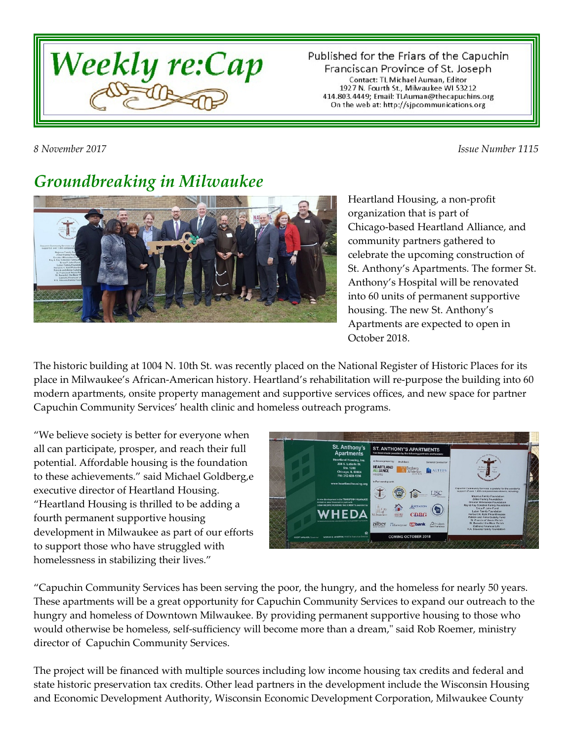# Weekly re:Cap

Published for the Friars of the Capuchin Franciscan Province of St. Joseph
Contact: TL Michael Auman, Editor
1927 N. Fourth St., Milwaukee WI 53212
414.803.4449; Email: TLAuman@thecapuchins.org
On the web at: http://sjpcommunications.org

*8 November 2017* *Issue Number 1115*

## *Groundbreaking in Milwaukee*

Heartland Housing, a non-profit organization that is part of Chicago-based Heartland Alliance, and community partners gathered to celebrate the upcoming construction of St. Anthony's Apartments. The former St. Anthony's Hospital will be renovated into 60 units of permanent supportive housing. The new St. Anthony's Apartments are expected to open in October 2018.

The historic building at 1004 N. 10th St. was recently placed on the National Register of Historic Places for its place in Milwaukee's African-American history. Heartland's rehabilitation will re-purpose the building into 60 modern apartments, onsite property management and supportive services offices, and new space for partner Capuchin Community Services' health clinic and homeless outreach programs.

"We believe society is better for everyone when all can participate, prosper, and reach their full potential. Affordable housing is the foundation to these achievements." said Michael Goldberg,e executive director of Heartland Housing. "Heartland Housing is thrilled to be adding a fourth permanent supportive housing development in Milwaukee as part of our efforts to support those who have struggled with homelessness in stabilizing their lives."

"Capuchin Community Services has been serving the poor, the hungry, and the homeless for nearly 50 years. These apartments will be a great opportunity for Capuchin Community Services to expand our outreach to the hungry and homeless of Downtown Milwaukee. By providing permanent supportive housing to those who would otherwise be homeless, self-sufficiency will become more than a dream," said Rob Roemer, ministry director of Capuchin Community Services.

The project will be financed with multiple sources including low income housing tax credits and federal and state historic preservation tax credits. Other lead partners in the development include the Wisconsin Housing and Economic Development Authority, Wisconsin Economic Development Corporation, Milwaukee County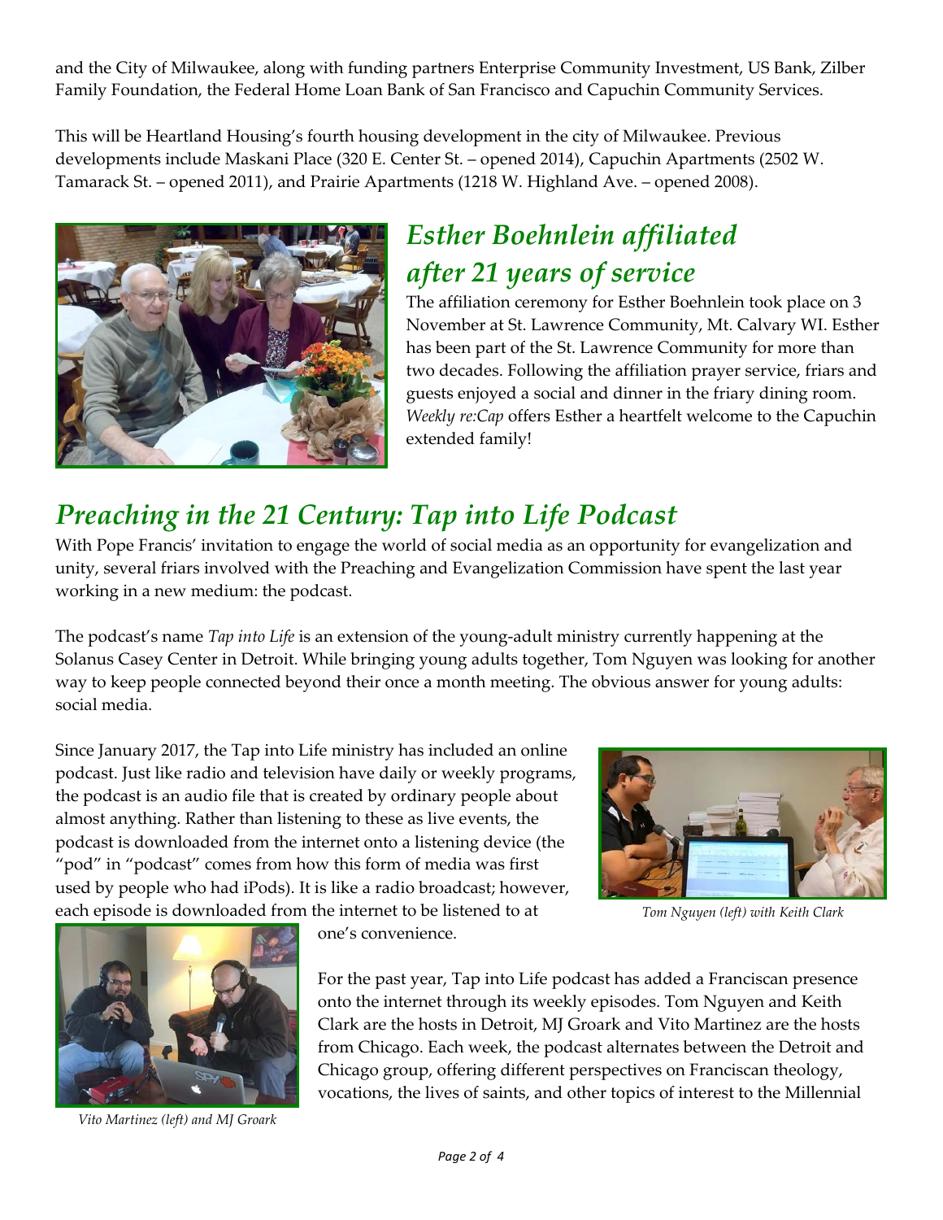and the City of Milwaukee, along with funding partners Enterprise Community Investment, US Bank, Zilber Family Foundation, the Federal Home Loan Bank of San Francisco and Capuchin Community Services.

This will be Heartland Housing's fourth housing development in the city of Milwaukee. Previous developments include Maskani Place (320 E. Center St. – opened 2014), Capuchin Apartments (2502 W. Tamarack St. – opened 2011), and Prairie Apartments (1218 W. Highland Ave. – opened 2008).

## *Esther Boehnlein affiliated after 21 years of service*

The affiliation ceremony for Esther Boehnlein took place on 3 November at St. Lawrence Community, Mt. Calvary WI. Esther has been part of the St. Lawrence Community for more than two decades. Following the affiliation prayer service, friars and guests enjoyed a social and dinner in the friary dining room. *Weekly re:Cap* offers Esther a heartfelt welcome to the Capuchin extended family!

## *Preaching in the 21 Century: Tap into Life Podcast*

With Pope Francis' invitation to engage the world of social media as an opportunity for evangelization and unity, several friars involved with the Preaching and Evangelization Commission have spent the last year working in a new medium: the podcast.

The podcast's name *Tap into Life* is an extension of the young-adult ministry currently happening at the Solanus Casey Center in Detroit. While bringing young adults together, Tom Nguyen was looking for another way to keep people connected beyond their once a month meeting. The obvious answer for young adults: social media.

Since January 2017, the Tap into Life ministry has included an online podcast. Just like radio and television have daily or weekly programs, the podcast is an audio file that is created by ordinary people about almost anything. Rather than listening to these as live events, the podcast is downloaded from the internet onto a listening device (the "pod" in "podcast" comes from how this form of media was first used by people who had iPods). It is like a radio broadcast; however, each episode is downloaded from the internet to be listened to at one's convenience.

*Tom Nguyen (left) with Keith Clark*

For the past year, Tap into Life podcast has added a Franciscan presence onto the internet through its weekly episodes. Tom Nguyen and Keith Clark are the hosts in Detroit, MJ Groark and Vito Martinez are the hosts from Chicago. Each week, the podcast alternates between the Detroit and Chicago group, offering different perspectives on Franciscan theology, vocations, the lives of saints, and other topics of interest to the Millennial

*Vito Martinez (left) and MJ Groark*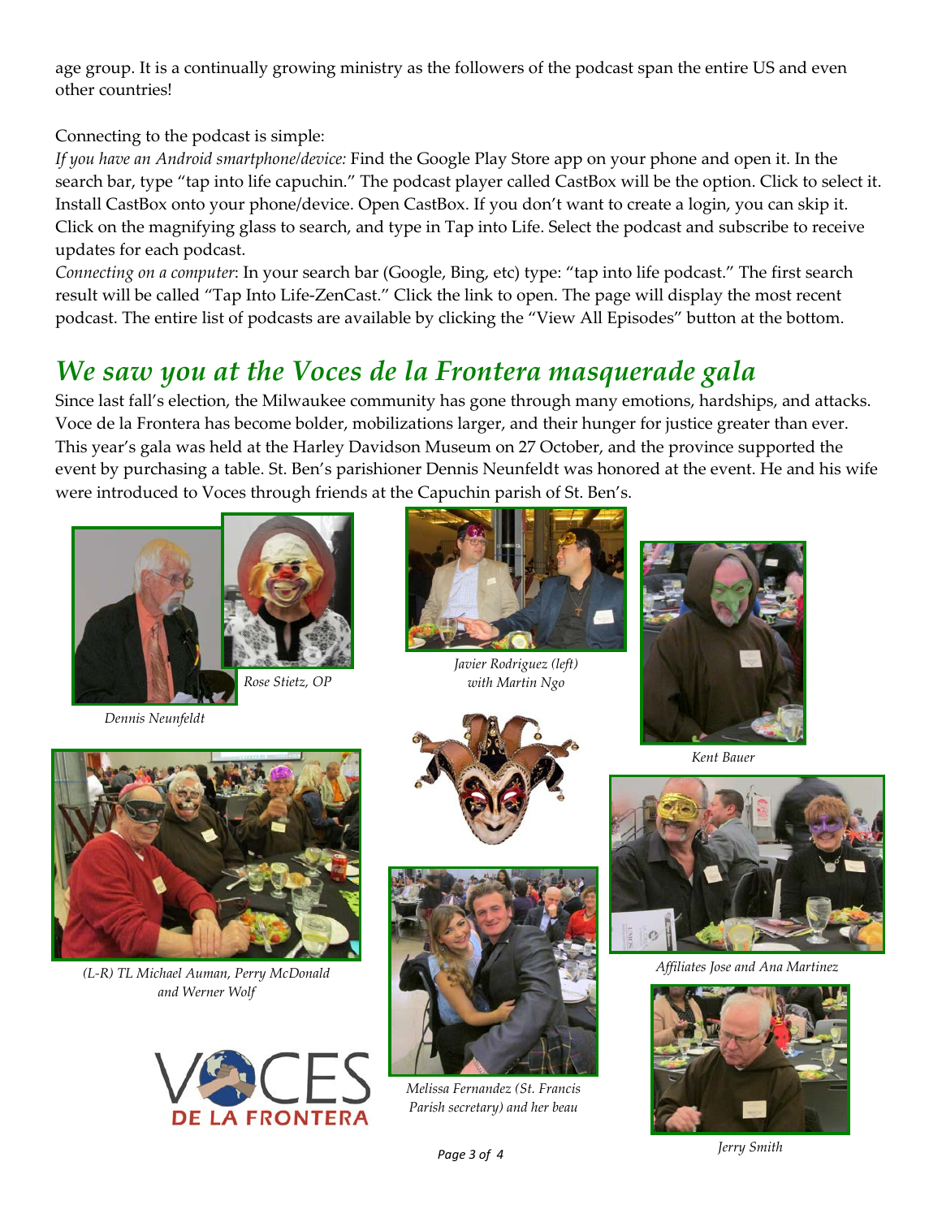age group. It is a continually growing ministry as the followers of the podcast span the entire US and even other countries!

Connecting to the podcast is simple:

*If you have an Android smartphone/device:* Find the Google Play Store app on your phone and open it. In the search bar, type "tap into life capuchin." The podcast player called CastBox will be the option. Click to select it. Install CastBox onto your phone/device. Open CastBox. If you don't want to create a login, you can skip it. Click on the magnifying glass to search, and type in Tap into Life. Select the podcast and subscribe to receive updates for each podcast.

*Connecting on a computer*: In your search bar (Google, Bing, etc) type: "tap into life podcast." The first search result will be called "Tap Into Life-ZenCast." Click the link to open. The page will display the most recent podcast. The entire list of podcasts are available by clicking the "View All Episodes" button at the bottom.

## *We saw you at the Voces de la Frontera masquerade gala*

Since last fall's election, the Milwaukee community has gone through many emotions, hardships, and attacks. Voce de la Frontera has become bolder, mobilizations larger, and their hunger for justice greater than ever. This year's gala was held at the Harley Davidson Museum on 27 October, and the province supported the event by purchasing a table. St. Ben's parishioner Dennis Neunfeldt was honored at the event. He and his wife were introduced to Voces through friends at the Capuchin parish of St. Ben's.

*Dennis Neunfeldt*

*Rose Stietz, OP*

*Javier Rodriguez (left) with Martin Ngo*

*Kent Bauer*

*(L-R) TL Michael Auman, Perry McDonald and Werner Wolf*

*Affiliates Jose and Ana Martinez*

*Melissa Fernandez (St. Francis Parish secretary) and her beau*

*Jerry Smith*

VOCES DE LA FRONTERA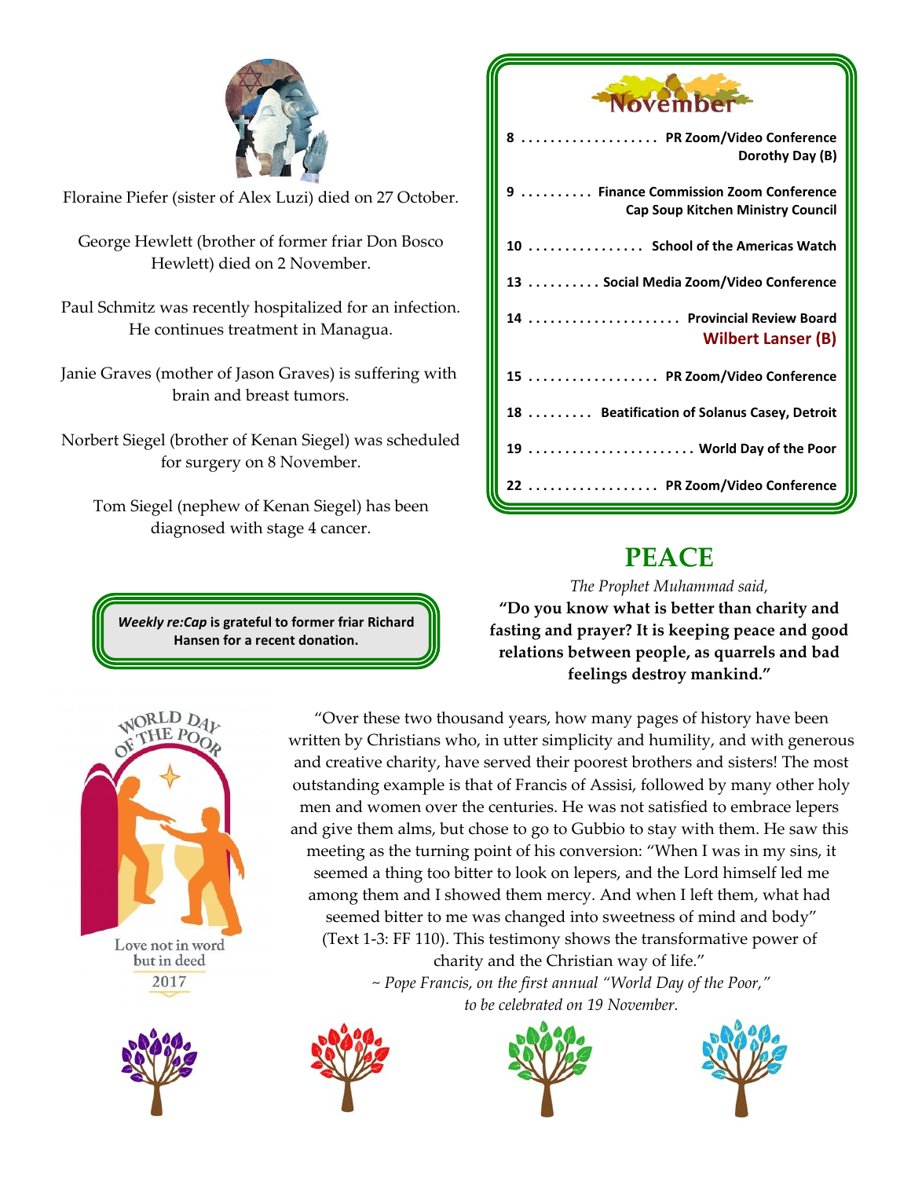Floraine Piefer (sister of Alex Luzi) died on 27 October.

George Hewlett (brother of former friar Don Bosco Hewlett) died on 2 November.

Paul Schmitz was recently hospitalized for an infection. He continues treatment in Managua.

Janie Graves (mother of Jason Graves) is suffering with brain and breast tumors.

Norbert Siegel (brother of Kenan Siegel) was scheduled for surgery on 8 November.

Tom Siegel (nephew of Kenan Siegel) has been diagnosed with stage 4 cancer.

**November**

**8** ................... **PR Zoom/Video Conference**
**Dorothy Day (B)**

**9** .......... **Finance Commission Zoom Conference**
**Cap Soup Kitchen Ministry Council**

**10** ................ **School of the Americas Watch**

**13** .......... **Social Media Zoom/Video Conference**

**14** ..................... **Provincial Review Board**
**Wilbert Lanser (B)**

**15** .................. **PR Zoom/Video Conference**

**18** ......... **Beatification of Solanus Casey, Detroit**

**19** ....................... **World Day of the Poor**

**22** .................. **PR Zoom/Video Conference**

***Weekly re:Cap*** **is grateful to former friar Richard Hansen for a recent donation.**

## PEACE

*The Prophet Muhammad said,*

**"Do you know what is better than charity and fasting and prayer? It is keeping peace and good relations between people, as quarrels and bad feelings destroy mankind."**

WORLD DAY OF THE POOR

Love not in word but in deed

2017

"Over these two thousand years, how many pages of history have been written by Christians who, in utter simplicity and humility, and with generous and creative charity, have served their poorest brothers and sisters! The most outstanding example is that of Francis of Assisi, followed by many other holy men and women over the centuries. He was not satisfied to embrace lepers and give them alms, but chose to go to Gubbio to stay with them. He saw this meeting as the turning point of his conversion: "When I was in my sins, it seemed a thing too bitter to look on lepers, and the Lord himself led me among them and I showed them mercy. And when I left them, what had seemed bitter to me was changed into sweetness of mind and body" (Text 1-3: FF 110). This testimony shows the transformative power of charity and the Christian way of life."

*~ Pope Francis, on the first annual "World Day of the Poor," to be celebrated on 19 November.*